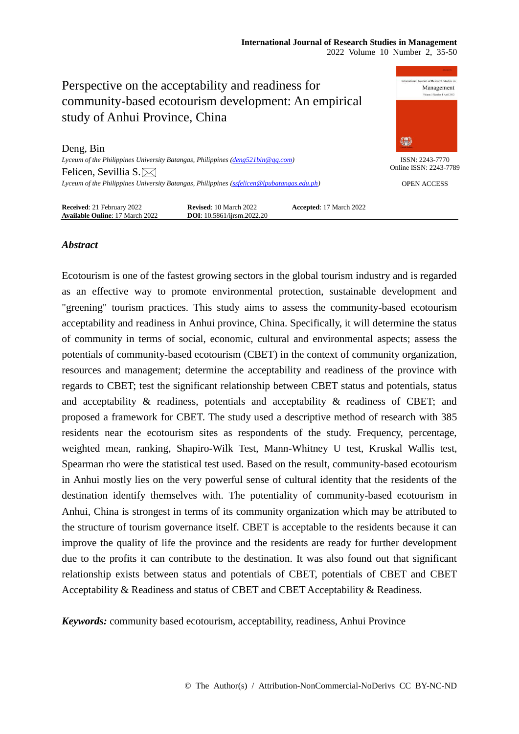# Perspective on the acceptability and readiness for community-based ecotourism development: An empirical study of Anhui Province, China

Deng, Bin
*Lyceum of the Philippines University Batangas, Philippines (deng521bin@qq.com)*

Felicen, Sevillia S.
*Lyceum of the Philippines University Batangas, Philippines (ssfelicen@lpubatangas.edu.ph)*

ISSN: 2243-7770
Online ISSN: 2243-7789

OPEN ACCESS

**Received**: 21 February 2022 **Revised**: 10 March 2022 **Accepted**: 17 March 2022
**Available Online**: 17 March 2022 **DOI**: 10.5861/ijrsm.2022.20

## *Abstract*

Ecotourism is one of the fastest growing sectors in the global tourism industry and is regarded as an effective way to promote environmental protection, sustainable development and "greening" tourism practices. This study aims to assess the community-based ecotourism acceptability and readiness in Anhui province, China. Specifically, it will determine the status of community in terms of social, economic, cultural and environmental aspects; assess the potentials of community-based ecotourism (CBET) in the context of community organization, resources and management; determine the acceptability and readiness of the province with regards to CBET; test the significant relationship between CBET status and potentials, status and acceptability & readiness, potentials and acceptability & readiness of CBET; and proposed a framework for CBET. The study used a descriptive method of research with 385 residents near the ecotourism sites as respondents of the study. Frequency, percentage, weighted mean, ranking, Shapiro-Wilk Test, Mann-Whitney U test, Kruskal Wallis test, Spearman rho were the statistical test used. Based on the result, community-based ecotourism in Anhui mostly lies on the very powerful sense of cultural identity that the residents of the destination identify themselves with. The potentiality of community-based ecotourism in Anhui, China is strongest in terms of its community organization which may be attributed to the structure of tourism governance itself. CBET is acceptable to the residents because it can improve the quality of life the province and the residents are ready for further development due to the profits it can contribute to the destination. It was also found out that significant relationship exists between status and potentials of CBET, potentials of CBET and CBET Acceptability & Readiness and status of CBET and CBET Acceptability & Readiness.

***Keywords:*** community based ecotourism, acceptability, readiness, Anhui Province

© The Author(s) / Attribution-NonCommercial-NoDerivs CC BY-NC-ND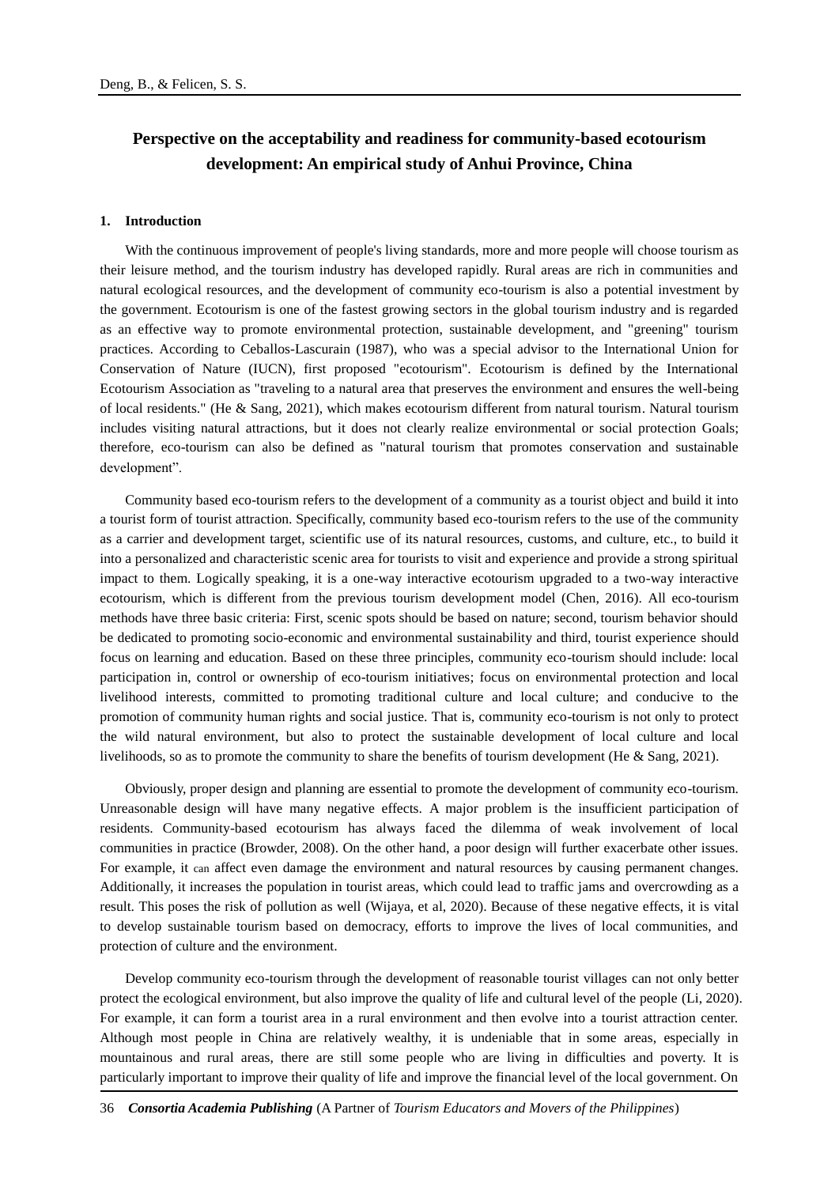# Perspective on the acceptability and readiness for community-based ecotourism development: An empirical study of Anhui Province, China

## 1. Introduction

With the continuous improvement of people's living standards, more and more people will choose tourism as their leisure method, and the tourism industry has developed rapidly. Rural areas are rich in communities and natural ecological resources, and the development of community eco-tourism is also a potential investment by the government. Ecotourism is one of the fastest growing sectors in the global tourism industry and is regarded as an effective way to promote environmental protection, sustainable development, and "greening" tourism practices. According to Ceballos-Lascurain (1987), who was a special advisor to the International Union for Conservation of Nature (IUCN), first proposed "ecotourism". Ecotourism is defined by the International Ecotourism Association as "traveling to a natural area that preserves the environment and ensures the well-being of local residents." (He & Sang, 2021), which makes ecotourism different from natural tourism. Natural tourism includes visiting natural attractions, but it does not clearly realize environmental or social protection Goals; therefore, eco-tourism can also be defined as "natural tourism that promotes conservation and sustainable development".

Community based eco-tourism refers to the development of a community as a tourist object and build it into a tourist form of tourist attraction. Specifically, community based eco-tourism refers to the use of the community as a carrier and development target, scientific use of its natural resources, customs, and culture, etc., to build it into a personalized and characteristic scenic area for tourists to visit and experience and provide a strong spiritual impact to them. Logically speaking, it is a one-way interactive ecotourism upgraded to a two-way interactive ecotourism, which is different from the previous tourism development model (Chen, 2016). All eco-tourism methods have three basic criteria: First, scenic spots should be based on nature; second, tourism behavior should be dedicated to promoting socio-economic and environmental sustainability and third, tourist experience should focus on learning and education. Based on these three principles, community eco-tourism should include: local participation in, control or ownership of eco-tourism initiatives; focus on environmental protection and local livelihood interests, committed to promoting traditional culture and local culture; and conducive to the promotion of community human rights and social justice. That is, community eco-tourism is not only to protect the wild natural environment, but also to protect the sustainable development of local culture and local livelihoods, so as to promote the community to share the benefits of tourism development (He & Sang, 2021).

Obviously, proper design and planning are essential to promote the development of community eco-tourism. Unreasonable design will have many negative effects. A major problem is the insufficient participation of residents. Community-based ecotourism has always faced the dilemma of weak involvement of local communities in practice (Browder, 2008). On the other hand, a poor design will further exacerbate other issues. For example, it can affect even damage the environment and natural resources by causing permanent changes. Additionally, it increases the population in tourist areas, which could lead to traffic jams and overcrowding as a result. This poses the risk of pollution as well (Wijaya, et al, 2020). Because of these negative effects, it is vital to develop sustainable tourism based on democracy, efforts to improve the lives of local communities, and protection of culture and the environment.

Develop community eco-tourism through the development of reasonable tourist villages can not only better protect the ecological environment, but also improve the quality of life and cultural level of the people (Li, 2020). For example, it can form a tourist area in a rural environment and then evolve into a tourist attraction center. Although most people in China are relatively wealthy, it is undeniable that in some areas, especially in mountainous and rural areas, there are still some people who are living in difficulties and poverty. It is particularly important to improve their quality of life and improve the financial level of the local government. On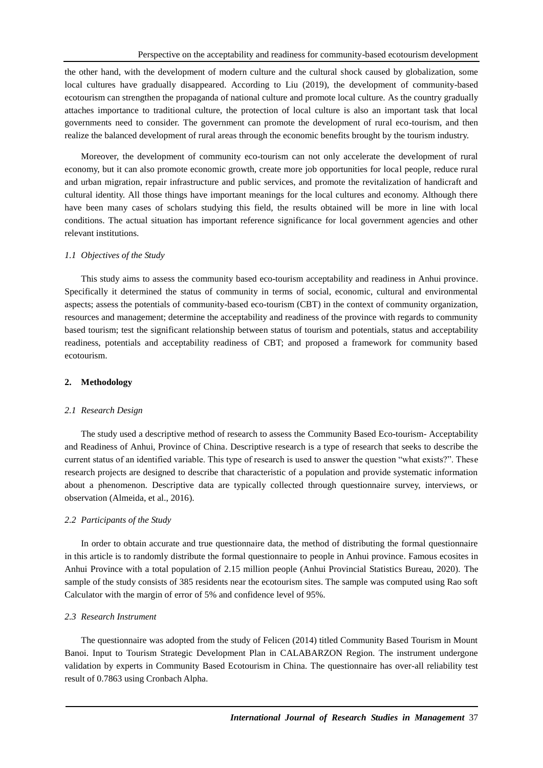the other hand, with the development of modern culture and the cultural shock caused by globalization, some local cultures have gradually disappeared. According to Liu (2019), the development of community-based ecotourism can strengthen the propaganda of national culture and promote local culture. As the country gradually attaches importance to traditional culture, the protection of local culture is also an important task that local governments need to consider. The government can promote the development of rural eco-tourism, and then realize the balanced development of rural areas through the economic benefits brought by the tourism industry.

Moreover, the development of community eco-tourism can not only accelerate the development of rural economy, but it can also promote economic growth, create more job opportunities for local people, reduce rural and urban migration, repair infrastructure and public services, and promote the revitalization of handicraft and cultural identity. All those things have important meanings for the local cultures and economy. Although there have been many cases of scholars studying this field, the results obtained will be more in line with local conditions. The actual situation has important reference significance for local government agencies and other relevant institutions.

### *1.1 Objectives of the Study*

This study aims to assess the community based eco-tourism acceptability and readiness in Anhui province. Specifically it determined the status of community in terms of social, economic, cultural and environmental aspects; assess the potentials of community-based eco-tourism (CBT) in the context of community organization, resources and management; determine the acceptability and readiness of the province with regards to community based tourism; test the significant relationship between status of tourism and potentials, status and acceptability readiness, potentials and acceptability readiness of CBT; and proposed a framework for community based ecotourism.

## 2. Methodology

### *2.1 Research Design*

The study used a descriptive method of research to assess the Community Based Eco-tourism- Acceptability and Readiness of Anhui, Province of China. Descriptive research is a type of research that seeks to describe the current status of an identified variable. This type of research is used to answer the question "what exists?". These research projects are designed to describe that characteristic of a population and provide systematic information about a phenomenon. Descriptive data are typically collected through questionnaire survey, interviews, or observation (Almeida, et al., 2016).

### *2.2 Participants of the Study*

In order to obtain accurate and true questionnaire data, the method of distributing the formal questionnaire in this article is to randomly distribute the formal questionnaire to people in Anhui province. Famous ecosites in Anhui Province with a total population of 2.15 million people (Anhui Provincial Statistics Bureau, 2020). The sample of the study consists of 385 residents near the ecotourism sites. The sample was computed using Rao soft Calculator with the margin of error of 5% and confidence level of 95%.

### *2.3 Research Instrument*

The questionnaire was adopted from the study of Felicen (2014) titled Community Based Tourism in Mount Banoi. Input to Tourism Strategic Development Plan in CALABARZON Region. The instrument undergone validation by experts in Community Based Ecotourism in China. The questionnaire has over-all reliability test result of 0.7863 using Cronbach Alpha.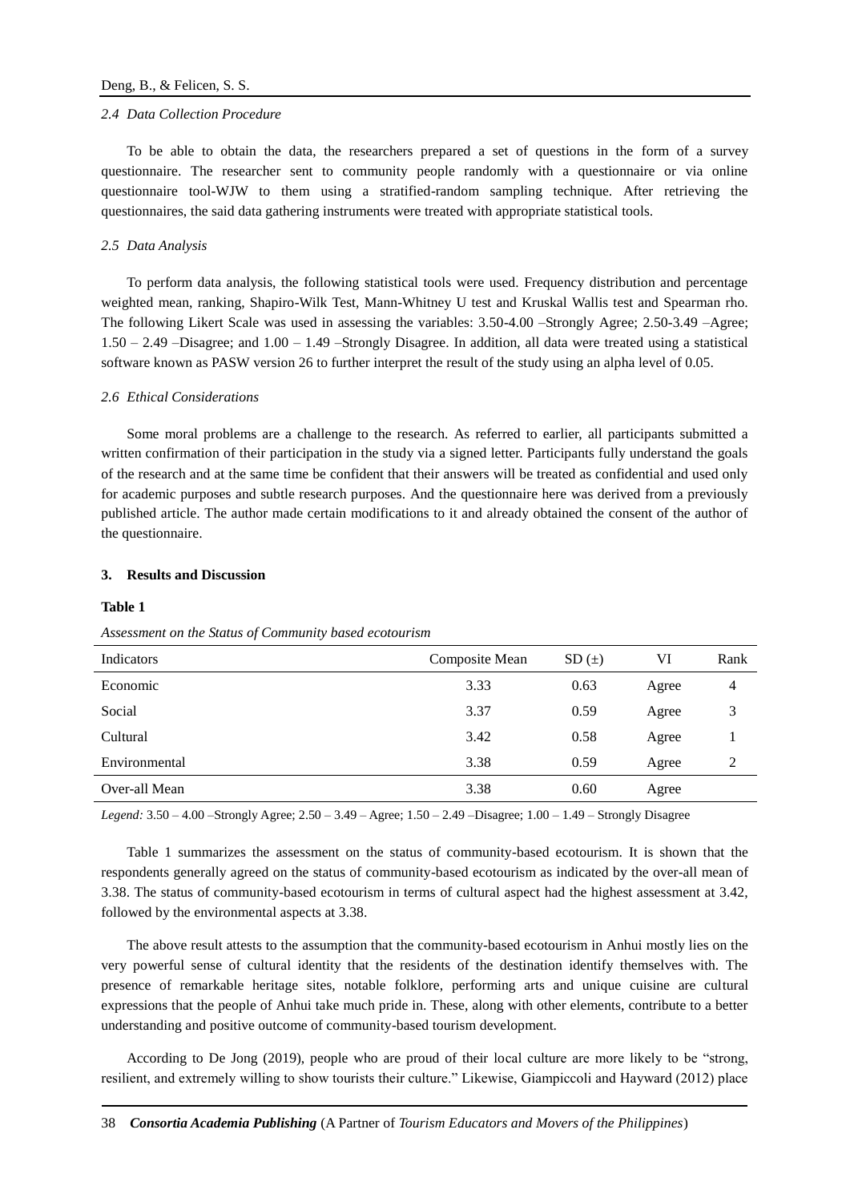### *2.4 Data Collection Procedure*

To be able to obtain the data, the researchers prepared a set of questions in the form of a survey questionnaire. The researcher sent to community people randomly with a questionnaire or via online questionnaire tool-WJW to them using a stratified-random sampling technique. After retrieving the questionnaires, the said data gathering instruments were treated with appropriate statistical tools.

### *2.5 Data Analysis*

To perform data analysis, the following statistical tools were used. Frequency distribution and percentage weighted mean, ranking, Shapiro-Wilk Test, Mann-Whitney U test and Kruskal Wallis test and Spearman rho. The following Likert Scale was used in assessing the variables: 3.50-4.00 –Strongly Agree; 2.50-3.49 –Agree; 1.50 – 2.49 –Disagree; and 1.00 – 1.49 –Strongly Disagree. In addition, all data were treated using a statistical software known as PASW version 26 to further interpret the result of the study using an alpha level of 0.05.

### *2.6 Ethical Considerations*

Some moral problems are a challenge to the research. As referred to earlier, all participants submitted a written confirmation of their participation in the study via a signed letter. Participants fully understand the goals of the research and at the same time be confident that their answers will be treated as confidential and used only for academic purposes and subtle research purposes. And the questionnaire here was derived from a previously published article. The author made certain modifications to it and already obtained the consent of the author of the questionnaire.

## 3. Results and Discussion

**Table 1**

*Assessment on the Status of Community based ecotourism*

| Indicators | Composite Mean | SD (±) | VI | Rank |
|---|---|---|---|---|
| Economic | 3.33 | 0.63 | Agree | 4 |
| Social | 3.37 | 0.59 | Agree | 3 |
| Cultural | 3.42 | 0.58 | Agree | 1 |
| Environmental | 3.38 | 0.59 | Agree | 2 |
| Over-all Mean | 3.38 | 0.60 | Agree | |

*Legend:* 3.50 – 4.00 –Strongly Agree; 2.50 – 3.49 – Agree; 1.50 – 2.49 –Disagree; 1.00 – 1.49 – Strongly Disagree

Table 1 summarizes the assessment on the status of community-based ecotourism. It is shown that the respondents generally agreed on the status of community-based ecotourism as indicated by the over-all mean of 3.38. The status of community-based ecotourism in terms of cultural aspect had the highest assessment at 3.42, followed by the environmental aspects at 3.38.

The above result attests to the assumption that the community-based ecotourism in Anhui mostly lies on the very powerful sense of cultural identity that the residents of the destination identify themselves with. The presence of remarkable heritage sites, notable folklore, performing arts and unique cuisine are cultural expressions that the people of Anhui take much pride in. These, along with other elements, contribute to a better understanding and positive outcome of community-based tourism development.

According to De Jong (2019), people who are proud of their local culture are more likely to be "strong, resilient, and extremely willing to show tourists their culture." Likewise, Giampiccoli and Hayward (2012) place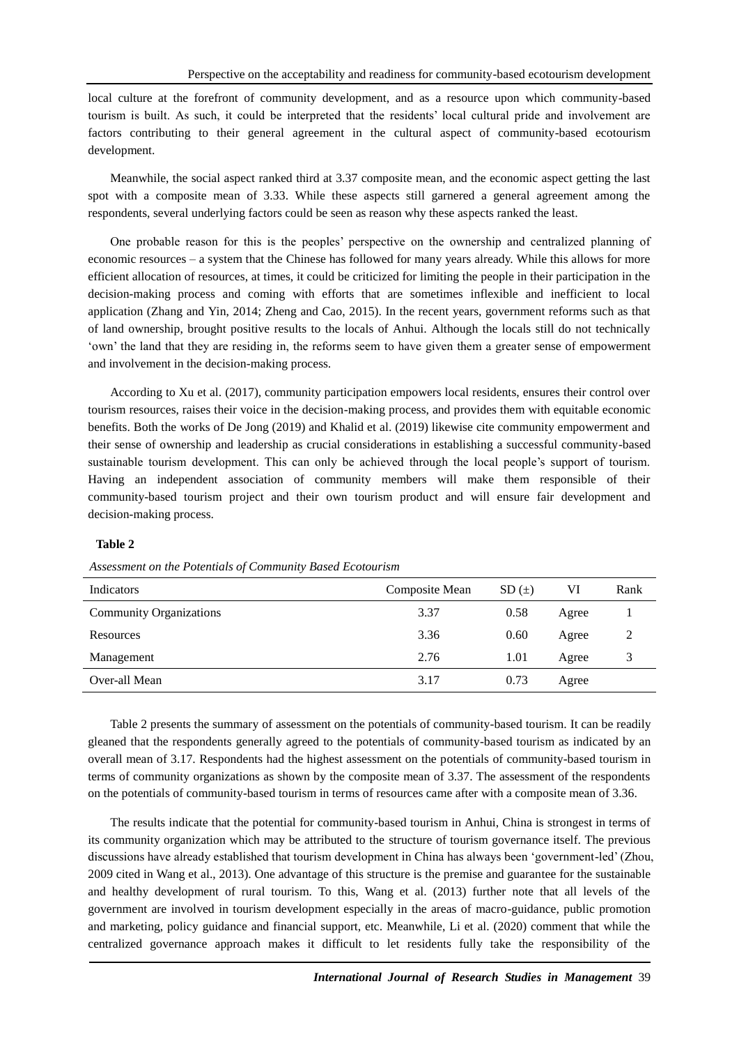local culture at the forefront of community development, and as a resource upon which community-based tourism is built. As such, it could be interpreted that the residents' local cultural pride and involvement are factors contributing to their general agreement in the cultural aspect of community-based ecotourism development.

Meanwhile, the social aspect ranked third at 3.37 composite mean, and the economic aspect getting the last spot with a composite mean of 3.33. While these aspects still garnered a general agreement among the respondents, several underlying factors could be seen as reason why these aspects ranked the least.

One probable reason for this is the peoples' perspective on the ownership and centralized planning of economic resources – a system that the Chinese has followed for many years already. While this allows for more efficient allocation of resources, at times, it could be criticized for limiting the people in their participation in the decision-making process and coming with efforts that are sometimes inflexible and inefficient to local application (Zhang and Yin, 2014; Zheng and Cao, 2015). In the recent years, government reforms such as that of land ownership, brought positive results to the locals of Anhui. Although the locals still do not technically 'own' the land that they are residing in, the reforms seem to have given them a greater sense of empowerment and involvement in the decision-making process.

According to Xu et al. (2017), community participation empowers local residents, ensures their control over tourism resources, raises their voice in the decision-making process, and provides them with equitable economic benefits. Both the works of De Jong (2019) and Khalid et al. (2019) likewise cite community empowerment and their sense of ownership and leadership as crucial considerations in establishing a successful community-based sustainable tourism development. This can only be achieved through the local people's support of tourism. Having an independent association of community members will make them responsible of their community-based tourism project and their own tourism product and will ensure fair development and decision-making process.

**Table 2**

*Assessment on the Potentials of Community Based Ecotourism*

| Indicators | Composite Mean | SD (±) | VI | Rank |
|---|---|---|---|---|
| Community Organizations | 3.37 | 0.58 | Agree | 1 |
| Resources | 3.36 | 0.60 | Agree | 2 |
| Management | 2.76 | 1.01 | Agree | 3 |
| Over-all Mean | 3.17 | 0.73 | Agree | |

Table 2 presents the summary of assessment on the potentials of community-based tourism. It can be readily gleaned that the respondents generally agreed to the potentials of community-based tourism as indicated by an overall mean of 3.17. Respondents had the highest assessment on the potentials of community-based tourism in terms of community organizations as shown by the composite mean of 3.37. The assessment of the respondents on the potentials of community-based tourism in terms of resources came after with a composite mean of 3.36.

The results indicate that the potential for community-based tourism in Anhui, China is strongest in terms of its community organization which may be attributed to the structure of tourism governance itself. The previous discussions have already established that tourism development in China has always been 'government-led' (Zhou, 2009 cited in Wang et al., 2013). One advantage of this structure is the premise and guarantee for the sustainable and healthy development of rural tourism. To this, Wang et al. (2013) further note that all levels of the government are involved in tourism development especially in the areas of macro-guidance, public promotion and marketing, policy guidance and financial support, etc. Meanwhile, Li et al. (2020) comment that while the centralized governance approach makes it difficult to let residents fully take the responsibility of the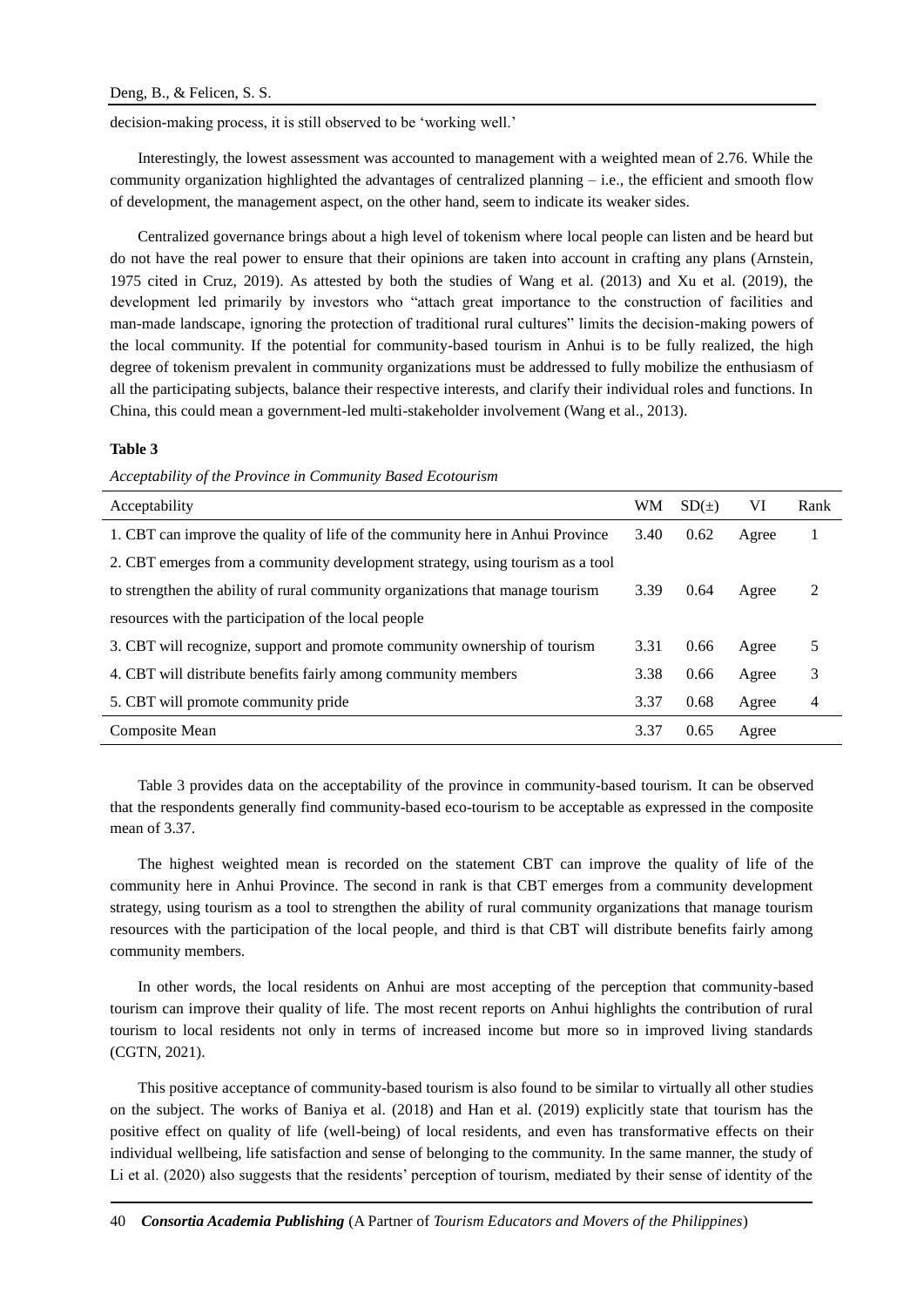decision-making process, it is still observed to be 'working well.'

Interestingly, the lowest assessment was accounted to management with a weighted mean of 2.76. While the community organization highlighted the advantages of centralized planning – i.e., the efficient and smooth flow of development, the management aspect, on the other hand, seem to indicate its weaker sides.

Centralized governance brings about a high level of tokenism where local people can listen and be heard but do not have the real power to ensure that their opinions are taken into account in crafting any plans (Arnstein, 1975 cited in Cruz, 2019). As attested by both the studies of Wang et al. (2013) and Xu et al. (2019), the development led primarily by investors who "attach great importance to the construction of facilities and man-made landscape, ignoring the protection of traditional rural cultures" limits the decision-making powers of the local community. If the potential for community-based tourism in Anhui is to be fully realized, the high degree of tokenism prevalent in community organizations must be addressed to fully mobilize the enthusiasm of all the participating subjects, balance their respective interests, and clarify their individual roles and functions. In China, this could mean a government-led multi-stakeholder involvement (Wang et al., 2013).

**Table 3**

*Acceptability of the Province in Community Based Ecotourism*

| Acceptability | WM | SD(±) | VI | Rank |
|---|---|---|---|---|
| 1. CBT can improve the quality of life of the community here in Anhui Province | 3.40 | 0.62 | Agree | 1 |
| 2. CBT emerges from a community development strategy, using tourism as a tool to strengthen the ability of rural community organizations that manage tourism resources with the participation of the local people | 3.39 | 0.64 | Agree | 2 |
| 3. CBT will recognize, support and promote community ownership of tourism | 3.31 | 0.66 | Agree | 5 |
| 4. CBT will distribute benefits fairly among community members | 3.38 | 0.66 | Agree | 3 |
| 5. CBT will promote community pride | 3.37 | 0.68 | Agree | 4 |
| Composite Mean | 3.37 | 0.65 | Agree | |

Table 3 provides data on the acceptability of the province in community-based tourism. It can be observed that the respondents generally find community-based eco-tourism to be acceptable as expressed in the composite mean of 3.37.

The highest weighted mean is recorded on the statement CBT can improve the quality of life of the community here in Anhui Province. The second in rank is that CBT emerges from a community development strategy, using tourism as a tool to strengthen the ability of rural community organizations that manage tourism resources with the participation of the local people, and third is that CBT will distribute benefits fairly among community members.

In other words, the local residents on Anhui are most accepting of the perception that community-based tourism can improve their quality of life. The most recent reports on Anhui highlights the contribution of rural tourism to local residents not only in terms of increased income but more so in improved living standards (CGTN, 2021).

This positive acceptance of community-based tourism is also found to be similar to virtually all other studies on the subject. The works of Baniya et al. (2018) and Han et al. (2019) explicitly state that tourism has the positive effect on quality of life (well-being) of local residents, and even has transformative effects on their individual wellbeing, life satisfaction and sense of belonging to the community. In the same manner, the study of Li et al. (2020) also suggests that the residents' perception of tourism, mediated by their sense of identity of the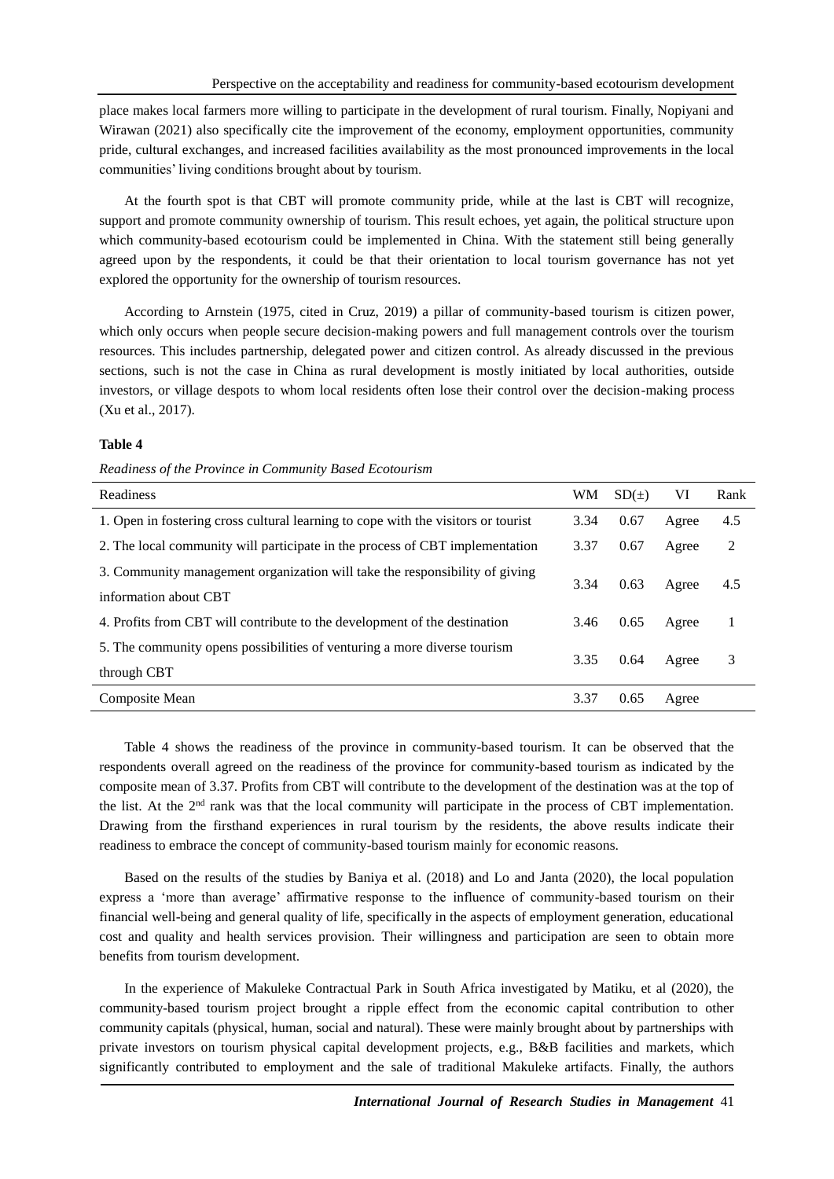place makes local farmers more willing to participate in the development of rural tourism. Finally, Nopiyani and Wirawan (2021) also specifically cite the improvement of the economy, employment opportunities, community pride, cultural exchanges, and increased facilities availability as the most pronounced improvements in the local communities' living conditions brought about by tourism.

At the fourth spot is that CBT will promote community pride, while at the last is CBT will recognize, support and promote community ownership of tourism. This result echoes, yet again, the political structure upon which community-based ecotourism could be implemented in China. With the statement still being generally agreed upon by the respondents, it could be that their orientation to local tourism governance has not yet explored the opportunity for the ownership of tourism resources.

According to Arnstein (1975, cited in Cruz, 2019) a pillar of community-based tourism is citizen power, which only occurs when people secure decision-making powers and full management controls over the tourism resources. This includes partnership, delegated power and citizen control. As already discussed in the previous sections, such is not the case in China as rural development is mostly initiated by local authorities, outside investors, or village despots to whom local residents often lose their control over the decision-making process (Xu et al., 2017).

**Table 4**

*Readiness of the Province in Community Based Ecotourism*

| Readiness | WM | SD(±) | VI | Rank |
|---|---|---|---|---|
| 1. Open in fostering cross cultural learning to cope with the visitors or tourist | 3.34 | 0.67 | Agree | 4.5 |
| 2. The local community will participate in the process of CBT implementation | 3.37 | 0.67 | Agree | 2 |
| 3. Community management organization will take the responsibility of giving information about CBT | 3.34 | 0.63 | Agree | 4.5 |
| 4. Profits from CBT will contribute to the development of the destination | 3.46 | 0.65 | Agree | 1 |
| 5. The community opens possibilities of venturing a more diverse tourism through CBT | 3.35 | 0.64 | Agree | 3 |
| Composite Mean | 3.37 | 0.65 | Agree | |

Table 4 shows the readiness of the province in community-based tourism. It can be observed that the respondents overall agreed on the readiness of the province for community-based tourism as indicated by the composite mean of 3.37. Profits from CBT will contribute to the development of the destination was at the top of the list. At the 2nd rank was that the local community will participate in the process of CBT implementation. Drawing from the firsthand experiences in rural tourism by the residents, the above results indicate their readiness to embrace the concept of community-based tourism mainly for economic reasons.

Based on the results of the studies by Baniya et al. (2018) and Lo and Janta (2020), the local population express a 'more than average' affirmative response to the influence of community-based tourism on their financial well-being and general quality of life, specifically in the aspects of employment generation, educational cost and quality and health services provision. Their willingness and participation are seen to obtain more benefits from tourism development.

In the experience of Makuleke Contractual Park in South Africa investigated by Matiku, et al (2020), the community-based tourism project brought a ripple effect from the economic capital contribution to other community capitals (physical, human, social and natural). These were mainly brought about by partnerships with private investors on tourism physical capital development projects, e.g., B&B facilities and markets, which significantly contributed to employment and the sale of traditional Makuleke artifacts. Finally, the authors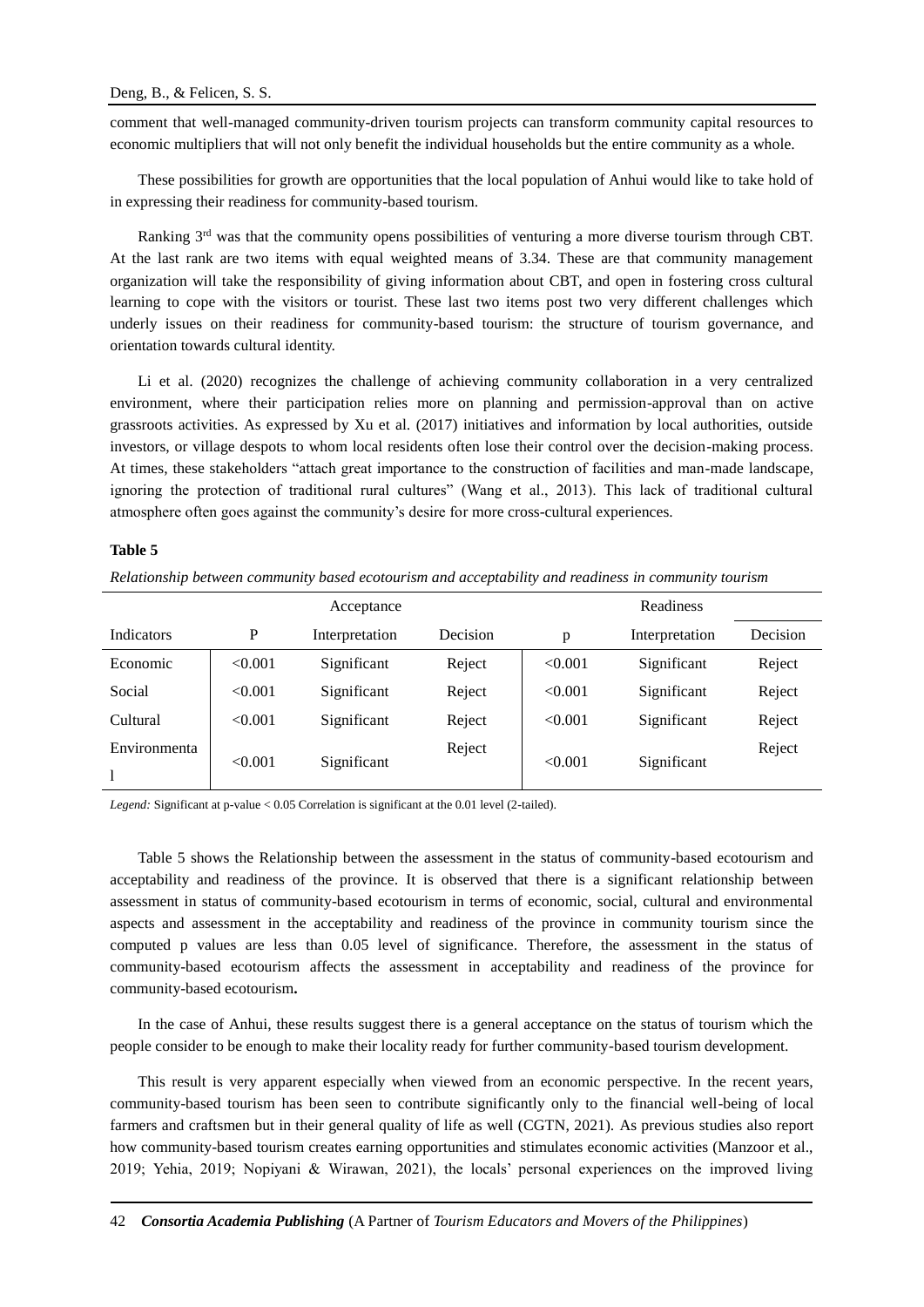comment that well-managed community-driven tourism projects can transform community capital resources to economic multipliers that will not only benefit the individual households but the entire community as a whole.

These possibilities for growth are opportunities that the local population of Anhui would like to take hold of in expressing their readiness for community-based tourism.

Ranking 3rd was that the community opens possibilities of venturing a more diverse tourism through CBT. At the last rank are two items with equal weighted means of 3.34. These are that community management organization will take the responsibility of giving information about CBT, and open in fostering cross cultural learning to cope with the visitors or tourist. These last two items post two very different challenges which underly issues on their readiness for community-based tourism: the structure of tourism governance, and orientation towards cultural identity.

Li et al. (2020) recognizes the challenge of achieving community collaboration in a very centralized environment, where their participation relies more on planning and permission-approval than on active grassroots activities. As expressed by Xu et al. (2017) initiatives and information by local authorities, outside investors, or village despots to whom local residents often lose their control over the decision-making process. At times, these stakeholders "attach great importance to the construction of facilities and man-made landscape, ignoring the protection of traditional rural cultures" (Wang et al., 2013). This lack of traditional cultural atmosphere often goes against the community's desire for more cross-cultural experiences.

**Table 5**

*Relationship between community based ecotourism and acceptability and readiness in community tourism*

| | Acceptance | | | Readiness | | |
|---|---|---|---|---|---|---|
| Indicators | P | Interpretation | Decision | p | Interpretation | Decision |
| Economic | <0.001 | Significant | Reject | <0.001 | Significant | Reject |
| Social | <0.001 | Significant | Reject | <0.001 | Significant | Reject |
| Cultural | <0.001 | Significant | Reject | <0.001 | Significant | Reject |
| Environmental | <0.001 | Significant | Reject | <0.001 | Significant | Reject |

*Legend:* Significant at p-value < 0.05 Correlation is significant at the 0.01 level (2-tailed).

Table 5 shows the Relationship between the assessment in the status of community-based ecotourism and acceptability and readiness of the province. It is observed that there is a significant relationship between assessment in status of community-based ecotourism in terms of economic, social, cultural and environmental aspects and assessment in the acceptability and readiness of the province in community tourism since the computed p values are less than 0.05 level of significance. Therefore, the assessment in the status of community-based ecotourism affects the assessment in acceptability and readiness of the province for community-based ecotourism**.**

In the case of Anhui, these results suggest there is a general acceptance on the status of tourism which the people consider to be enough to make their locality ready for further community-based tourism development.

This result is very apparent especially when viewed from an economic perspective. In the recent years, community-based tourism has been seen to contribute significantly only to the financial well-being of local farmers and craftsmen but in their general quality of life as well (CGTN, 2021). As previous studies also report how community-based tourism creates earning opportunities and stimulates economic activities (Manzoor et al., 2019; Yehia, 2019; Nopiyani & Wirawan, 2021), the locals' personal experiences on the improved living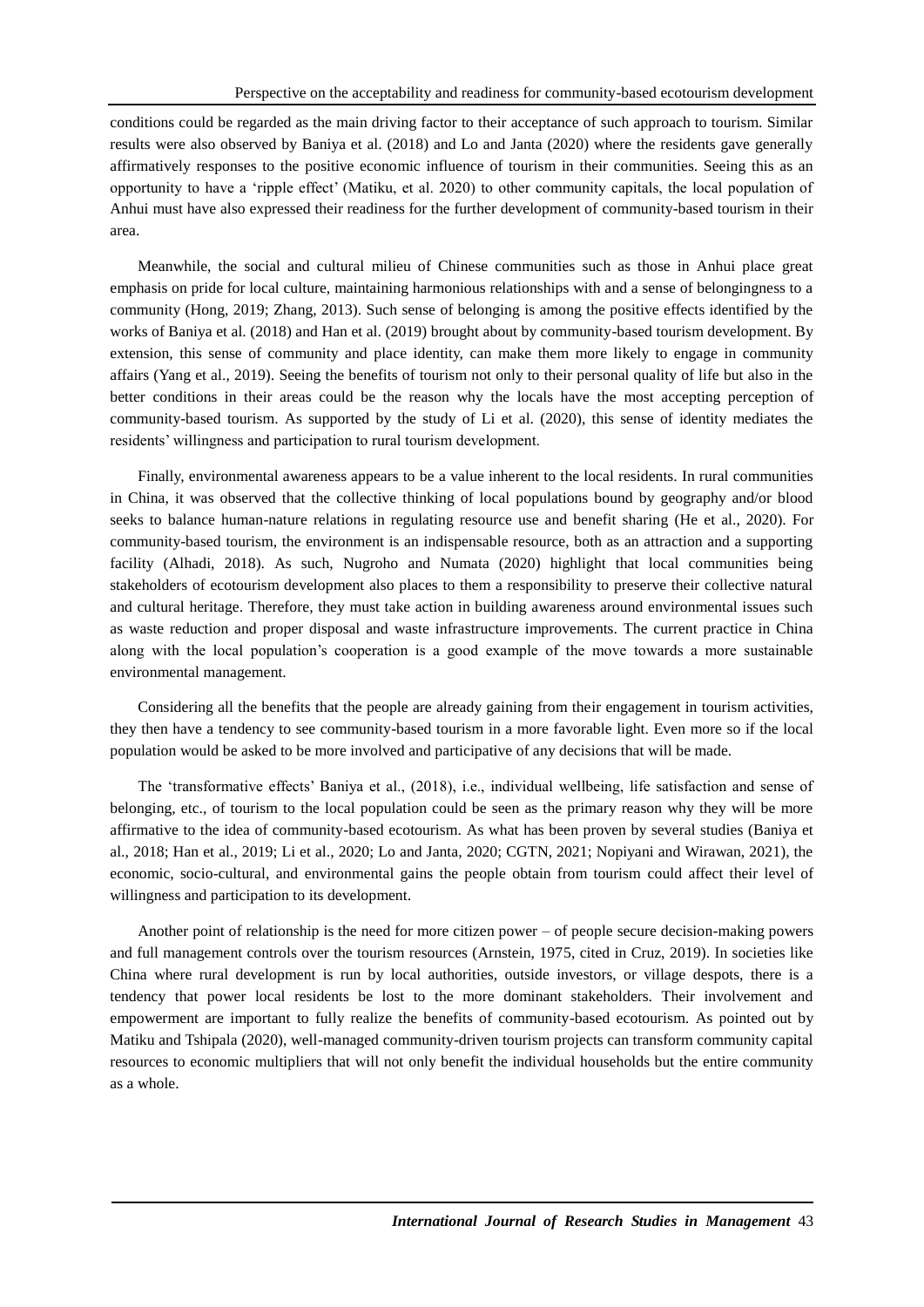conditions could be regarded as the main driving factor to their acceptance of such approach to tourism. Similar results were also observed by Baniya et al. (2018) and Lo and Janta (2020) where the residents gave generally affirmatively responses to the positive economic influence of tourism in their communities. Seeing this as an opportunity to have a 'ripple effect' (Matiku, et al. 2020) to other community capitals, the local population of Anhui must have also expressed their readiness for the further development of community-based tourism in their area.

Meanwhile, the social and cultural milieu of Chinese communities such as those in Anhui place great emphasis on pride for local culture, maintaining harmonious relationships with and a sense of belongingness to a community (Hong, 2019; Zhang, 2013). Such sense of belonging is among the positive effects identified by the works of Baniya et al. (2018) and Han et al. (2019) brought about by community-based tourism development. By extension, this sense of community and place identity, can make them more likely to engage in community affairs (Yang et al., 2019). Seeing the benefits of tourism not only to their personal quality of life but also in the better conditions in their areas could be the reason why the locals have the most accepting perception of community-based tourism. As supported by the study of Li et al. (2020), this sense of identity mediates the residents' willingness and participation to rural tourism development.

Finally, environmental awareness appears to be a value inherent to the local residents. In rural communities in China, it was observed that the collective thinking of local populations bound by geography and/or blood seeks to balance human-nature relations in regulating resource use and benefit sharing (He et al., 2020). For community-based tourism, the environment is an indispensable resource, both as an attraction and a supporting facility (Alhadi, 2018). As such, Nugroho and Numata (2020) highlight that local communities being stakeholders of ecotourism development also places to them a responsibility to preserve their collective natural and cultural heritage. Therefore, they must take action in building awareness around environmental issues such as waste reduction and proper disposal and waste infrastructure improvements. The current practice in China along with the local population's cooperation is a good example of the move towards a more sustainable environmental management.

Considering all the benefits that the people are already gaining from their engagement in tourism activities, they then have a tendency to see community-based tourism in a more favorable light. Even more so if the local population would be asked to be more involved and participative of any decisions that will be made.

The 'transformative effects' Baniya et al., (2018), i.e., individual wellbeing, life satisfaction and sense of belonging, etc., of tourism to the local population could be seen as the primary reason why they will be more affirmative to the idea of community-based ecotourism. As what has been proven by several studies (Baniya et al., 2018; Han et al., 2019; Li et al., 2020; Lo and Janta, 2020; CGTN, 2021; Nopiyani and Wirawan, 2021), the economic, socio-cultural, and environmental gains the people obtain from tourism could affect their level of willingness and participation to its development.

Another point of relationship is the need for more citizen power – of people secure decision-making powers and full management controls over the tourism resources (Arnstein, 1975, cited in Cruz, 2019). In societies like China where rural development is run by local authorities, outside investors, or village despots, there is a tendency that power local residents be lost to the more dominant stakeholders. Their involvement and empowerment are important to fully realize the benefits of community-based ecotourism. As pointed out by Matiku and Tshipala (2020), well-managed community-driven tourism projects can transform community capital resources to economic multipliers that will not only benefit the individual households but the entire community as a whole.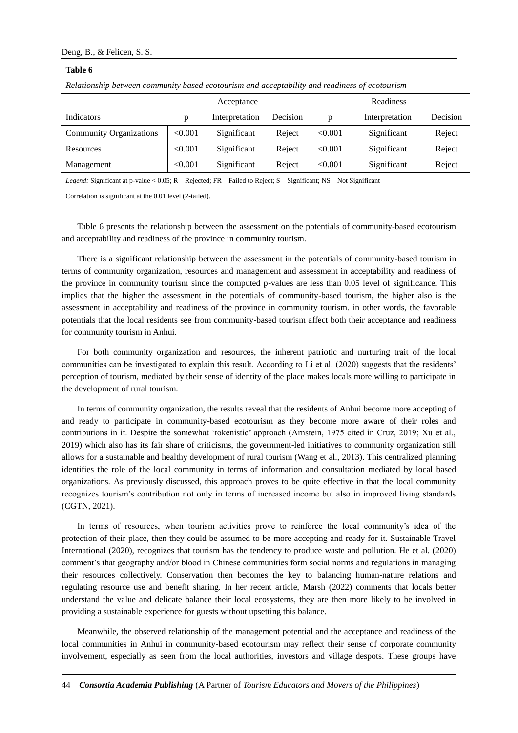**Table 6**

*Relationship between community based ecotourism and acceptability and readiness of ecotourism*

| | Acceptance | | | Readiness | | |
|---|---|---|---|---|---|---|
| Indicators | p | Interpretation | Decision | p | Interpretation | Decision |
| Community Organizations | <0.001 | Significant | Reject | <0.001 | Significant | Reject |
| Resources | <0.001 | Significant | Reject | <0.001 | Significant | Reject |
| Management | <0.001 | Significant | Reject | <0.001 | Significant | Reject |

*Legend:* Significant at p-value < 0.05; R – Rejected; FR – Failed to Reject; S – Significant; NS – Not Significant

Correlation is significant at the 0.01 level (2-tailed).

Table 6 presents the relationship between the assessment on the potentials of community-based ecotourism and acceptability and readiness of the province in community tourism.

There is a significant relationship between the assessment in the potentials of community-based tourism in terms of community organization, resources and management and assessment in acceptability and readiness of the province in community tourism since the computed p-values are less than 0.05 level of significance. This implies that the higher the assessment in the potentials of community-based tourism, the higher also is the assessment in acceptability and readiness of the province in community tourism. in other words, the favorable potentials that the local residents see from community-based tourism affect both their acceptance and readiness for community tourism in Anhui.

For both community organization and resources, the inherent patriotic and nurturing trait of the local communities can be investigated to explain this result. According to Li et al. (2020) suggests that the residents' perception of tourism, mediated by their sense of identity of the place makes locals more willing to participate in the development of rural tourism.

In terms of community organization, the results reveal that the residents of Anhui become more accepting of and ready to participate in community-based ecotourism as they become more aware of their roles and contributions in it. Despite the somewhat 'tokenistic' approach (Arnstein, 1975 cited in Cruz, 2019; Xu et al., 2019) which also has its fair share of criticisms, the government-led initiatives to community organization still allows for a sustainable and healthy development of rural tourism (Wang et al., 2013). This centralized planning identifies the role of the local community in terms of information and consultation mediated by local based organizations. As previously discussed, this approach proves to be quite effective in that the local community recognizes tourism's contribution not only in terms of increased income but also in improved living standards (CGTN, 2021).

In terms of resources, when tourism activities prove to reinforce the local community's idea of the protection of their place, then they could be assumed to be more accepting and ready for it. Sustainable Travel International (2020), recognizes that tourism has the tendency to produce waste and pollution. He et al. (2020) comment's that geography and/or blood in Chinese communities form social norms and regulations in managing their resources collectively. Conservation then becomes the key to balancing human-nature relations and regulating resource use and benefit sharing. In her recent article, Marsh (2022) comments that locals better understand the value and delicate balance their local ecosystems, they are then more likely to be involved in providing a sustainable experience for guests without upsetting this balance.

Meanwhile, the observed relationship of the management potential and the acceptance and readiness of the local communities in Anhui in community-based ecotourism may reflect their sense of corporate community involvement, especially as seen from the local authorities, investors and village despots. These groups have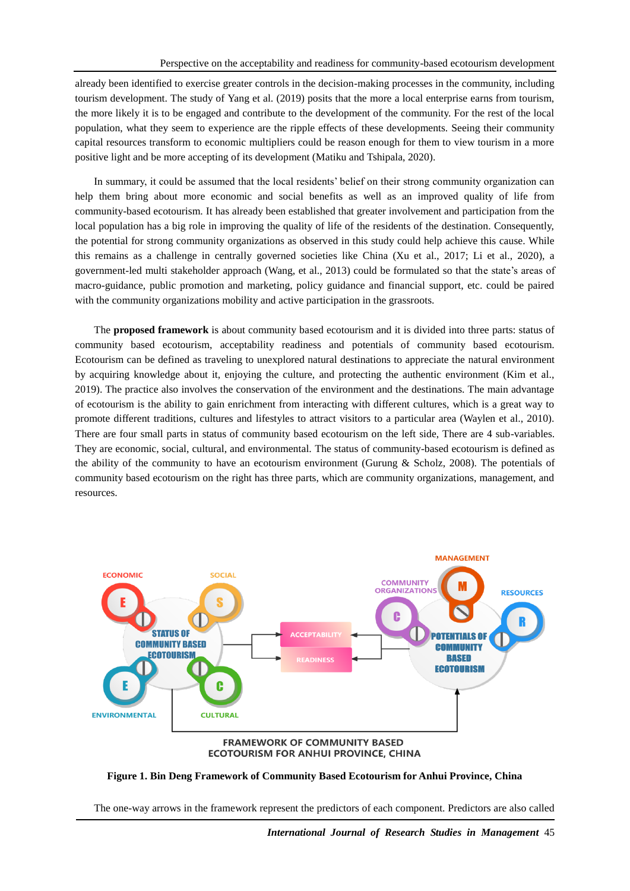already been identified to exercise greater controls in the decision-making processes in the community, including tourism development. The study of Yang et al. (2019) posits that the more a local enterprise earns from tourism, the more likely it is to be engaged and contribute to the development of the community. For the rest of the local population, what they seem to experience are the ripple effects of these developments. Seeing their community capital resources transform to economic multipliers could be reason enough for them to view tourism in a more positive light and be more accepting of its development (Matiku and Tshipala, 2020).

In summary, it could be assumed that the local residents' belief on their strong community organization can help them bring about more economic and social benefits as well as an improved quality of life from community-based ecotourism. It has already been established that greater involvement and participation from the local population has a big role in improving the quality of life of the residents of the destination. Consequently, the potential for strong community organizations as observed in this study could help achieve this cause. While this remains as a challenge in centrally governed societies like China (Xu et al., 2017; Li et al., 2020), a government-led multi stakeholder approach (Wang, et al., 2013) could be formulated so that the state's areas of macro-guidance, public promotion and marketing, policy guidance and financial support, etc. could be paired with the community organizations mobility and active participation in the grassroots.

The **proposed framework** is about community based ecotourism and it is divided into three parts: status of community based ecotourism, acceptability readiness and potentials of community based ecotourism. Ecotourism can be defined as traveling to unexplored natural destinations to appreciate the natural environment by acquiring knowledge about it, enjoying the culture, and protecting the authentic environment (Kim et al., 2019). The practice also involves the conservation of the environment and the destinations. The main advantage of ecotourism is the ability to gain enrichment from interacting with different cultures, which is a great way to promote different traditions, cultures and lifestyles to attract visitors to a particular area (Waylen et al., 2010). There are four small parts in status of community based ecotourism on the left side, There are 4 sub-variables. They are economic, social, cultural, and environmental. The status of community-based ecotourism is defined as the ability of the community to have an ecotourism environment (Gurung & Scholz, 2008). The potentials of community based ecotourism on the right has three parts, which are community organizations, management, and resources.

**Figure 1. Bin Deng Framework of Community Based Ecotourism for Anhui Province, China**

The one-way arrows in the framework represent the predictors of each component. Predictors are also called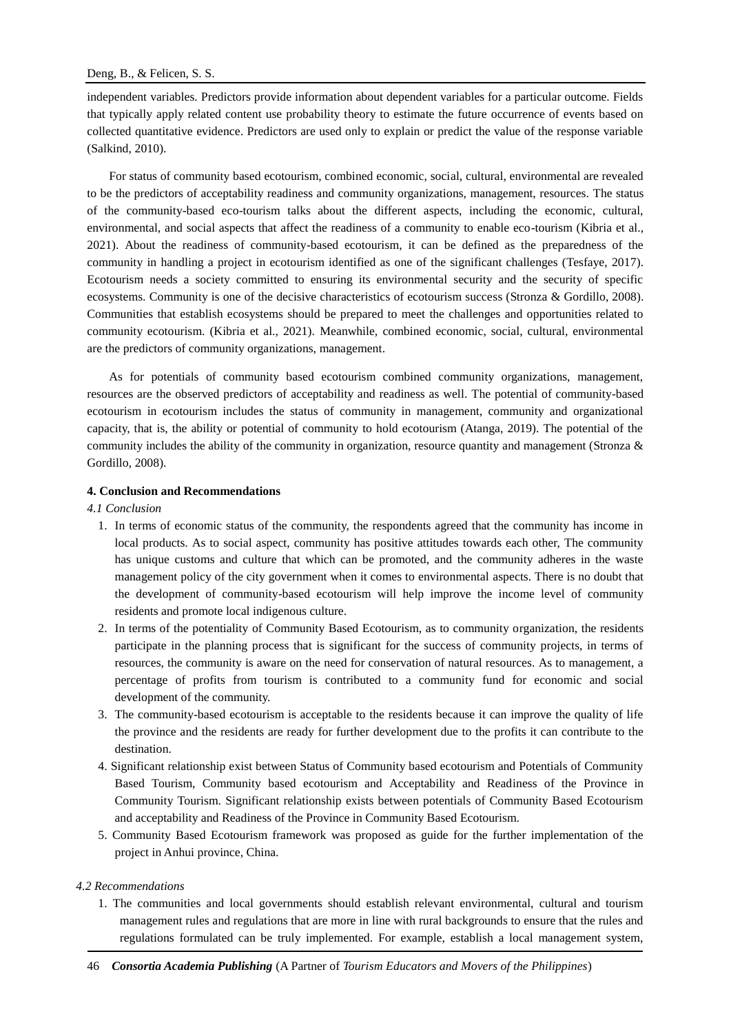independent variables. Predictors provide information about dependent variables for a particular outcome. Fields that typically apply related content use probability theory to estimate the future occurrence of events based on collected quantitative evidence. Predictors are used only to explain or predict the value of the response variable (Salkind, 2010).

For status of community based ecotourism, combined economic, social, cultural, environmental are revealed to be the predictors of acceptability readiness and community organizations, management, resources. The status of the community-based eco-tourism talks about the different aspects, including the economic, cultural, environmental, and social aspects that affect the readiness of a community to enable eco-tourism (Kibria et al., 2021). About the readiness of community-based ecotourism, it can be defined as the preparedness of the community in handling a project in ecotourism identified as one of the significant challenges (Tesfaye, 2017). Ecotourism needs a society committed to ensuring its environmental security and the security of specific ecosystems. Community is one of the decisive characteristics of ecotourism success (Stronza & Gordillo, 2008). Communities that establish ecosystems should be prepared to meet the challenges and opportunities related to community ecotourism. (Kibria et al., 2021). Meanwhile, combined economic, social, cultural, environmental are the predictors of community organizations, management.

As for potentials of community based ecotourism combined community organizations, management, resources are the observed predictors of acceptability and readiness as well. The potential of community-based ecotourism in ecotourism includes the status of community in management, community and organizational capacity, that is, the ability or potential of community to hold ecotourism (Atanga, 2019). The potential of the community includes the ability of the community in organization, resource quantity and management (Stronza & Gordillo, 2008).

## 4. Conclusion and Recommendations

### *4.1 Conclusion*

1. In terms of economic status of the community, the respondents agreed that the community has income in local products. As to social aspect, community has positive attitudes towards each other, The community has unique customs and culture that which can be promoted, and the community adheres in the waste management policy of the city government when it comes to environmental aspects. There is no doubt that the development of community-based ecotourism will help improve the income level of community residents and promote local indigenous culture.
2. In terms of the potentiality of Community Based Ecotourism, as to community organization, the residents participate in the planning process that is significant for the success of community projects, in terms of resources, the community is aware on the need for conservation of natural resources. As to management, a percentage of profits from tourism is contributed to a community fund for economic and social development of the community.
3. The community-based ecotourism is acceptable to the residents because it can improve the quality of life the province and the residents are ready for further development due to the profits it can contribute to the destination.
4. Significant relationship exist between Status of Community based ecotourism and Potentials of Community Based Tourism, Community based ecotourism and Acceptability and Readiness of the Province in Community Tourism. Significant relationship exists between potentials of Community Based Ecotourism and acceptability and Readiness of the Province in Community Based Ecotourism.
5. Community Based Ecotourism framework was proposed as guide for the further implementation of the project in Anhui province, China.

### *4.2 Recommendations*

1. The communities and local governments should establish relevant environmental, cultural and tourism management rules and regulations that are more in line with rural backgrounds to ensure that the rules and regulations formulated can be truly implemented. For example, establish a local management system,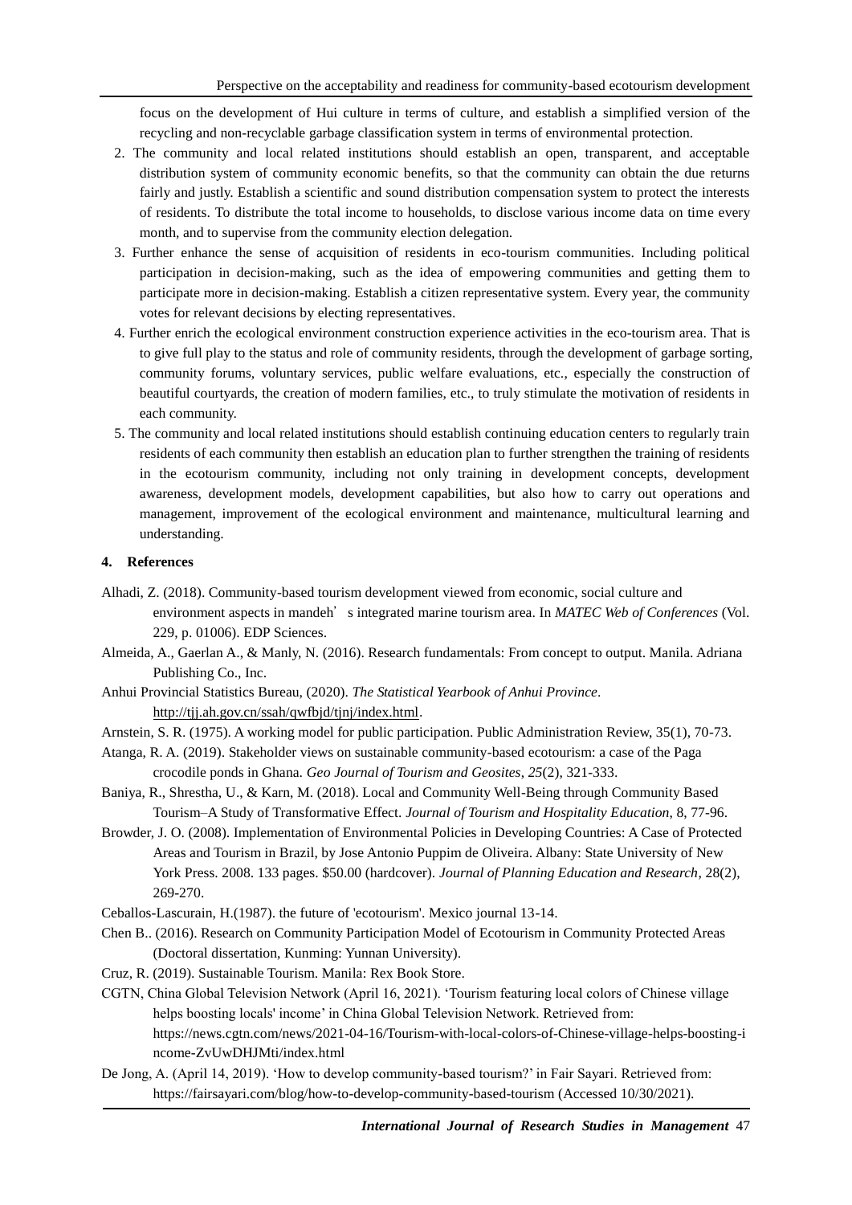focus on the development of Hui culture in terms of culture, and establish a simplified version of the recycling and non-recyclable garbage classification system in terms of environmental protection.

2. The community and local related institutions should establish an open, transparent, and acceptable distribution system of community economic benefits, so that the community can obtain the due returns fairly and justly. Establish a scientific and sound distribution compensation system to protect the interests of residents. To distribute the total income to households, to disclose various income data on time every month, and to supervise from the community election delegation.
3. Further enhance the sense of acquisition of residents in eco-tourism communities. Including political participation in decision-making, such as the idea of empowering communities and getting them to participate more in decision-making. Establish a citizen representative system. Every year, the community votes for relevant decisions by electing representatives.
4. Further enrich the ecological environment construction experience activities in the eco-tourism area. That is to give full play to the status and role of community residents, through the development of garbage sorting, community forums, voluntary services, public welfare evaluations, etc., especially the construction of beautiful courtyards, the creation of modern families, etc., to truly stimulate the motivation of residents in each community.
5. The community and local related institutions should establish continuing education centers to regularly train residents of each community then establish an education plan to further strengthen the training of residents in the ecotourism community, including not only training in development concepts, development awareness, development models, development capabilities, but also how to carry out operations and management, improvement of the ecological environment and maintenance, multicultural learning and understanding.

## 4. References

Alhadi, Z. (2018). Community-based tourism development viewed from economic, social culture and environment aspects in mandeh’ s integrated marine tourism area. In *MATEC Web of Conferences* (Vol. 229, p. 01006). EDP Sciences.

Almeida, A., Gaerlan A., & Manly, N. (2016). Research fundamentals: From concept to output. Manila. Adriana Publishing Co., Inc.

Anhui Provincial Statistics Bureau, (2020). *The Statistical Yearbook of Anhui Province*. http://tjj.ah.gov.cn/ssah/qwfbjd/tjnj/index.html.

Arnstein, S. R. (1975). A working model for public participation. Public Administration Review, 35(1), 70-73.

Atanga, R. A. (2019). Stakeholder views on sustainable community-based ecotourism: a case of the Paga crocodile ponds in Ghana. *Geo Journal of Tourism and Geosites*, *25*(2), 321-333.

Baniya, R., Shrestha, U., & Karn, M. (2018). Local and Community Well-Being through Community Based Tourism–A Study of Transformative Effect. *Journal of Tourism and Hospitality Education*, 8, 77-96.

Browder, J. O. (2008). Implementation of Environmental Policies in Developing Countries: A Case of Protected Areas and Tourism in Brazil, by Jose Antonio Puppim de Oliveira. Albany: State University of New York Press. 2008. 133 pages. $50.00 (hardcover). *Journal of Planning Education and Research*, 28(2), 269-270.

Ceballos-Lascurain, H.(1987). the future of 'ecotourism'. Mexico journal 13-14.

Chen B.. (2016). Research on Community Participation Model of Ecotourism in Community Protected Areas (Doctoral dissertation, Kunming: Yunnan University).

Cruz, R. (2019). Sustainable Tourism. Manila: Rex Book Store.

CGTN, China Global Television Network (April 16, 2021). ‘Tourism featuring local colors of Chinese village helps boosting locals' income’ in China Global Television Network. Retrieved from: https://news.cgtn.com/news/2021-04-16/Tourism-with-local-colors-of-Chinese-village-helps-boosting-income-ZvUwDHJMti/index.html

De Jong, A. (April 14, 2019). ‘How to develop community-based tourism?’ in Fair Sayari. Retrieved from: https://fairsayari.com/blog/how-to-develop-community-based-tourism (Accessed 10/30/2021).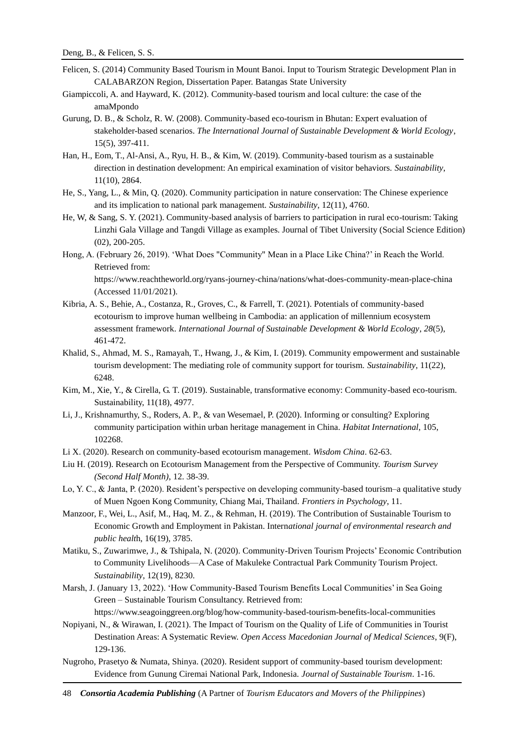Felicen, S. (2014) Community Based Tourism in Mount Banoi. Input to Tourism Strategic Development Plan in CALABARZON Region, Dissertation Paper. Batangas State University

Giampiccoli, A. and Hayward, K. (2012). Community-based tourism and local culture: the case of the amaMpondo

Gurung, D. B., & Scholz, R. W. (2008). Community-based eco-tourism in Bhutan: Expert evaluation of stakeholder-based scenarios. *The International Journal of Sustainable Development & World Ecology*, 15(5), 397-411.

Han, H., Eom, T., Al-Ansi, A., Ryu, H. B., & Kim, W. (2019). Community-based tourism as a sustainable direction in destination development: An empirical examination of visitor behaviors. *Sustainability*, 11(10), 2864.

He, S., Yang, L., & Min, Q. (2020). Community participation in nature conservation: The Chinese experience and its implication to national park management. *Sustainability*, 12(11), 4760.

He, W, & Sang, S. Y. (2021). Community-based analysis of barriers to participation in rural eco-tourism: Taking Linzhi Gala Village and Tangdi Village as examples. Journal of Tibet University (Social Science Edition) (02), 200-205.

Hong, A. (February 26, 2019). 'What Does "Community" Mean in a Place Like China?' in Reach the World. Retrieved from: https://www.reachtheworld.org/ryans-journey-china/nations/what-does-community-mean-place-china (Accessed 11/01/2021).

Kibria, A. S., Behie, A., Costanza, R., Groves, C., & Farrell, T. (2021). Potentials of community-based ecotourism to improve human wellbeing in Cambodia: an application of millennium ecosystem assessment framework. *International Journal of Sustainable Development & World Ecology*, *28*(5), 461-472.

Khalid, S., Ahmad, M. S., Ramayah, T., Hwang, J., & Kim, I. (2019). Community empowerment and sustainable tourism development: The mediating role of community support for tourism. *Sustainability*, 11(22), 6248.

Kim, M., Xie, Y., & Cirella, G. T. (2019). Sustainable, transformative economy: Community-based eco-tourism. Sustainability, 11(18), 4977.

Li, J., Krishnamurthy, S., Roders, A. P., & van Wesemael, P. (2020). Informing or consulting? Exploring community participation within urban heritage management in China. *Habitat International*, 105, 102268.

Li X. (2020). Research on community-based ecotourism management. *Wisdom China*. 62-63.

Liu H. (2019). Research on Ecotourism Management from the Perspective of Community. *Tourism Survey (Second Half Month)*, 12. 38-39.

Lo, Y. C., & Janta, P. (2020). Resident's perspective on developing community-based tourism–a qualitative study of Muen Ngoen Kong Community, Chiang Mai, Thailand. *Frontiers in Psychology*, 11.

Manzoor, F., Wei, L., Asif, M., Haq, M. Z., & Rehman, H. (2019). The Contribution of Sustainable Tourism to Economic Growth and Employment in Pakistan. Intern*ational journal of environmental research and public healt*h, 16(19), 3785.

Matiku, S., Zuwarimwe, J., & Tshipala, N. (2020). Community-Driven Tourism Projects' Economic Contribution to Community Livelihoods—A Case of Makuleke Contractual Park Community Tourism Project. *Sustainability*, 12(19), 8230.

Marsh, J. (January 13, 2022). 'How Community-Based Tourism Benefits Local Communities' in Sea Going Green – Sustainable Tourism Consultancy. Retrieved from: https://www.seagoinggreen.org/blog/how-community-based-tourism-benefits-local-communities

Nopiyani, N., & Wirawan, I. (2021). The Impact of Tourism on the Quality of Life of Communities in Tourist Destination Areas: A Systematic Review. *Open Access Macedonian Journal of Medical Sciences*, 9(F), 129-136.

Nugroho, Prasetyo & Numata, Shinya. (2020). Resident support of community-based tourism development: Evidence from Gunung Ciremai National Park, Indonesia. *Journal of Sustainable Tourism*. 1-16.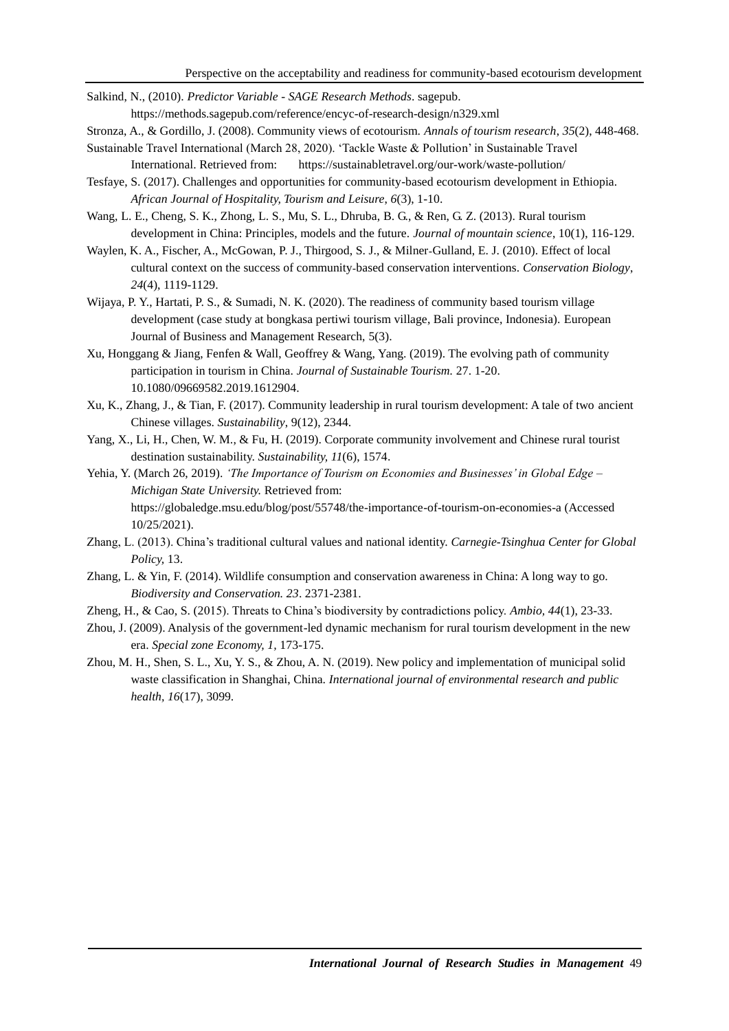Salkind, N., (2010). *Predictor Variable - SAGE Research Methods*. sagepub. https://methods.sagepub.com/reference/encyc-of-research-design/n329.xml

Stronza, A., & Gordillo, J. (2008). Community views of ecotourism. *Annals of tourism research, 35*(2), 448-468.

Sustainable Travel International (March 28, 2020). 'Tackle Waste & Pollution' in Sustainable Travel International. Retrieved from: https://sustainabletravel.org/our-work/waste-pollution/

Tesfaye, S. (2017). Challenges and opportunities for community-based ecotourism development in Ethiopia. *African Journal of Hospitality, Tourism and Leisure, 6*(3), 1-10.

Wang, L. E., Cheng, S. K., Zhong, L. S., Mu, S. L., Dhruba, B. G., & Ren, G. Z. (2013). Rural tourism development in China: Principles, models and the future. *Journal of mountain science*, 10(1), 116-129.

Waylen, K. A., Fischer, A., McGowan, P. J., Thirgood, S. J., & Milner‐Gulland, E. J. (2010). Effect of local cultural context on the success of community‐based conservation interventions. *Conservation Biology, 24*(4), 1119-1129.

Wijaya, P. Y., Hartati, P. S., & Sumadi, N. K. (2020). The readiness of community based tourism village development (case study at bongkasa pertiwi tourism village, Bali province, Indonesia). European Journal of Business and Management Research, 5(3).

Xu, Honggang & Jiang, Fenfen & Wall, Geoffrey & Wang, Yang. (2019). The evolving path of community participation in tourism in China. *Journal of Sustainable Tourism.* 27. 1-20. 10.1080/09669582.2019.1612904.

Xu, K., Zhang, J., & Tian, F. (2017). Community leadership in rural tourism development: A tale of two ancient Chinese villages. *Sustainability*, 9(12), 2344.

Yang, X., Li, H., Chen, W. M., & Fu, H. (2019). Corporate community involvement and Chinese rural tourist destination sustainability. *Sustainability, 11*(6), 1574.

Yehia, Y. (March 26, 2019). *'The Importance of Tourism on Economies and Businesses' in Global Edge – Michigan State University.* Retrieved from: https://globaledge.msu.edu/blog/post/55748/the-importance-of-tourism-on-economies-a (Accessed 10/25/2021).

Zhang, L. (2013). China's traditional cultural values and national identity. *Carnegie-Tsinghua Center for Global Policy,* 13.

Zhang, L. & Yin, F. (2014). Wildlife consumption and conservation awareness in China: A long way to go. *Biodiversity and Conservation. 23*. 2371-2381.

Zheng, H., & Cao, S. (2015). Threats to China's biodiversity by contradictions policy. *Ambio, 44*(1), 23-33.

Zhou, J. (2009). Analysis of the government-led dynamic mechanism for rural tourism development in the new era. *Special zone Economy, 1,* 173-175.

Zhou, M. H., Shen, S. L., Xu, Y. S., & Zhou, A. N. (2019). New policy and implementation of municipal solid waste classification in Shanghai, China. *International journal of environmental research and public health, 16*(17), 3099.